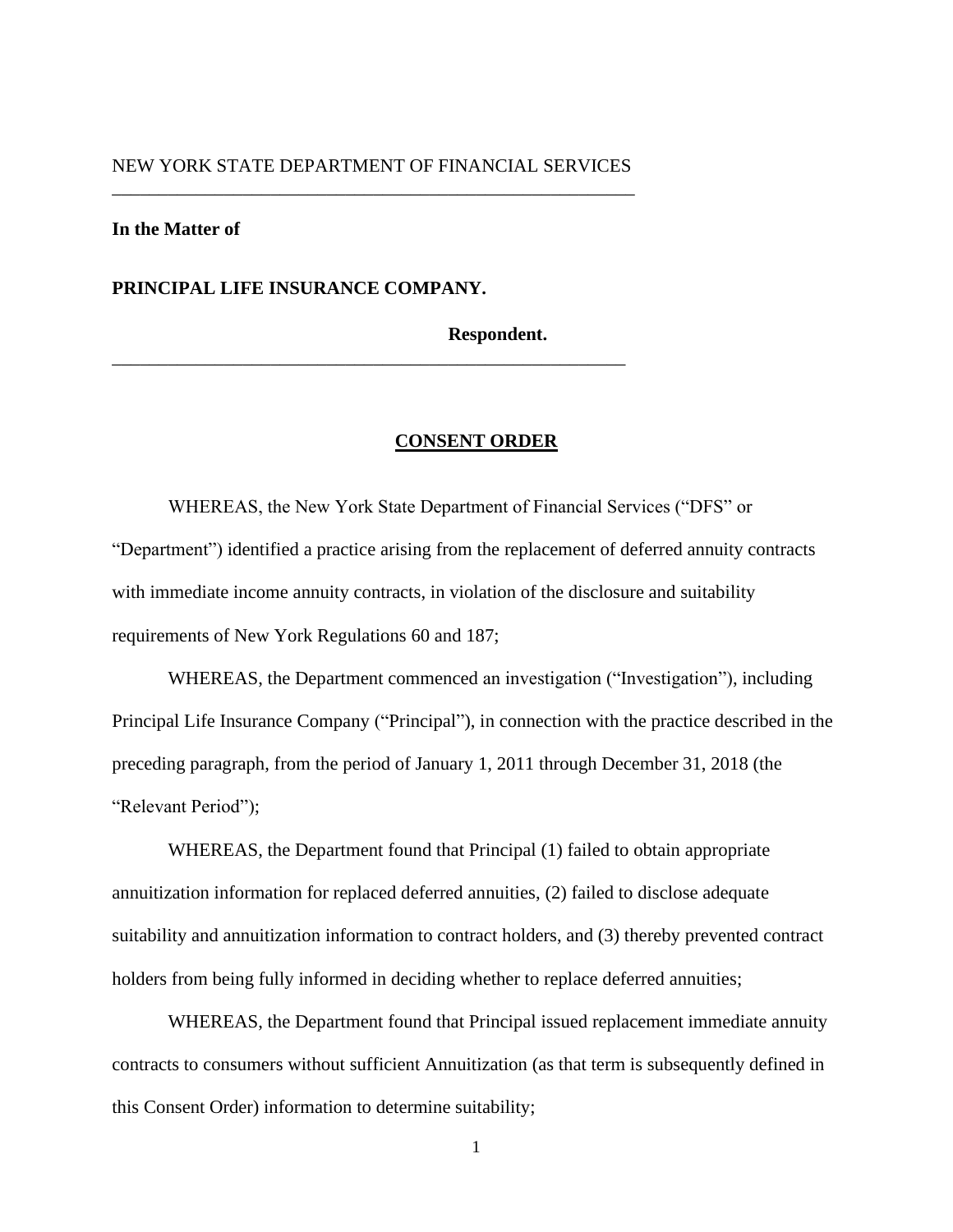NEW YORK STATE DEPARTMENT OF FINANCIAL SERVICES

**In the Matter of**

**PRINCIPAL LIFE INSURANCE COMPANY.**

**Respondent.**

## CONSENT ORDER

WHEREAS, the New York State Department of Financial Services ("DFS" or "Department") identified a practice arising from the replacement of deferred annuity contracts with immediate income annuity contracts, in violation of the disclosure and suitability requirements of New York Regulations 60 and 187;

WHEREAS, the Department commenced an investigation ("Investigation"), including Principal Life Insurance Company ("Principal"), in connection with the practice described in the preceding paragraph, from the period of January 1, 2011 through December 31, 2018 (the "Relevant Period");

WHEREAS, the Department found that Principal (1) failed to obtain appropriate annuitization information for replaced deferred annuities, (2) failed to disclose adequate suitability and annuitization information to contract holders, and (3) thereby prevented contract holders from being fully informed in deciding whether to replace deferred annuities;

WHEREAS, the Department found that Principal issued replacement immediate annuity contracts to consumers without sufficient Annuitization (as that term is subsequently defined in this Consent Order) information to determine suitability;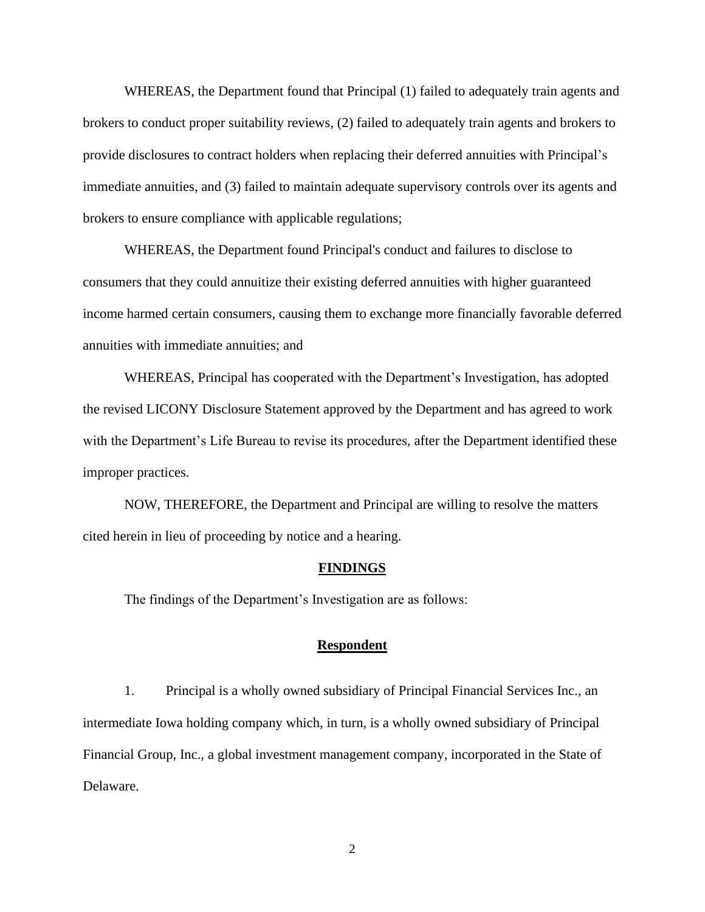WHEREAS, the Department found that Principal (1) failed to adequately train agents and brokers to conduct proper suitability reviews, (2) failed to adequately train agents and brokers to provide disclosures to contract holders when replacing their deferred annuities with Principal's immediate annuities, and (3) failed to maintain adequate supervisory controls over its agents and brokers to ensure compliance with applicable regulations;

WHEREAS, the Department found Principal's conduct and failures to disclose to consumers that they could annuitize their existing deferred annuities with higher guaranteed income harmed certain consumers, causing them to exchange more financially favorable deferred annuities with immediate annuities; and

WHEREAS, Principal has cooperated with the Department's Investigation, has adopted the revised LICONY Disclosure Statement approved by the Department and has agreed to work with the Department's Life Bureau to revise its procedures, after the Department identified these improper practices.

NOW, THEREFORE, the Department and Principal are willing to resolve the matters cited herein in lieu of proceeding by notice and a hearing.

## FINDINGS

The findings of the Department's Investigation are as follows:

### Respondent

1. Principal is a wholly owned subsidiary of Principal Financial Services Inc., an intermediate Iowa holding company which, in turn, is a wholly owned subsidiary of Principal Financial Group, Inc., a global investment management company, incorporated in the State of Delaware.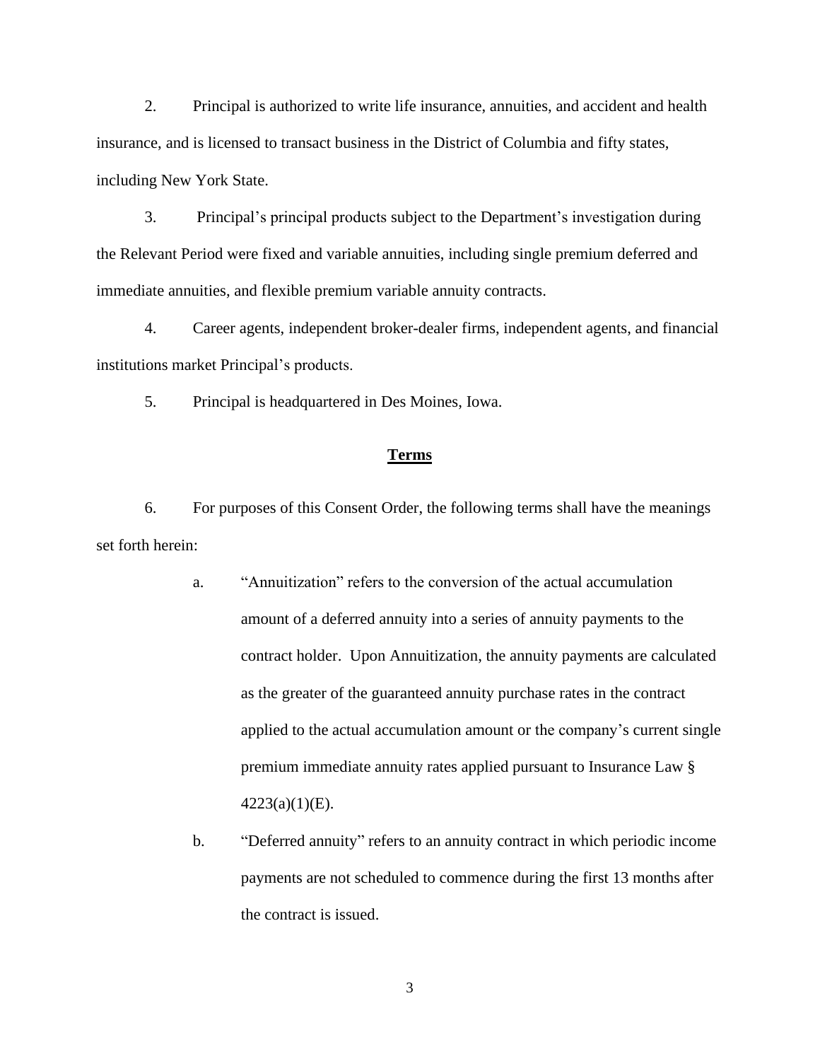2. Principal is authorized to write life insurance, annuities, and accident and health insurance, and is licensed to transact business in the District of Columbia and fifty states, including New York State.

3. Principal's principal products subject to the Department's investigation during the Relevant Period were fixed and variable annuities, including single premium deferred and immediate annuities, and flexible premium variable annuity contracts.

4. Career agents, independent broker-dealer firms, independent agents, and financial institutions market Principal's products.

5. Principal is headquartered in Des Moines, Iowa.

## Terms

6. For purposes of this Consent Order, the following terms shall have the meanings set forth herein:

   a. "Annuitization" refers to the conversion of the actual accumulation amount of a deferred annuity into a series of annuity payments to the contract holder. Upon Annuitization, the annuity payments are calculated as the greater of the guaranteed annuity purchase rates in the contract applied to the actual accumulation amount or the company's current single premium immediate annuity rates applied pursuant to Insurance Law § 4223(a)(1)(E).

   b. "Deferred annuity" refers to an annuity contract in which periodic income payments are not scheduled to commence during the first 13 months after the contract is issued.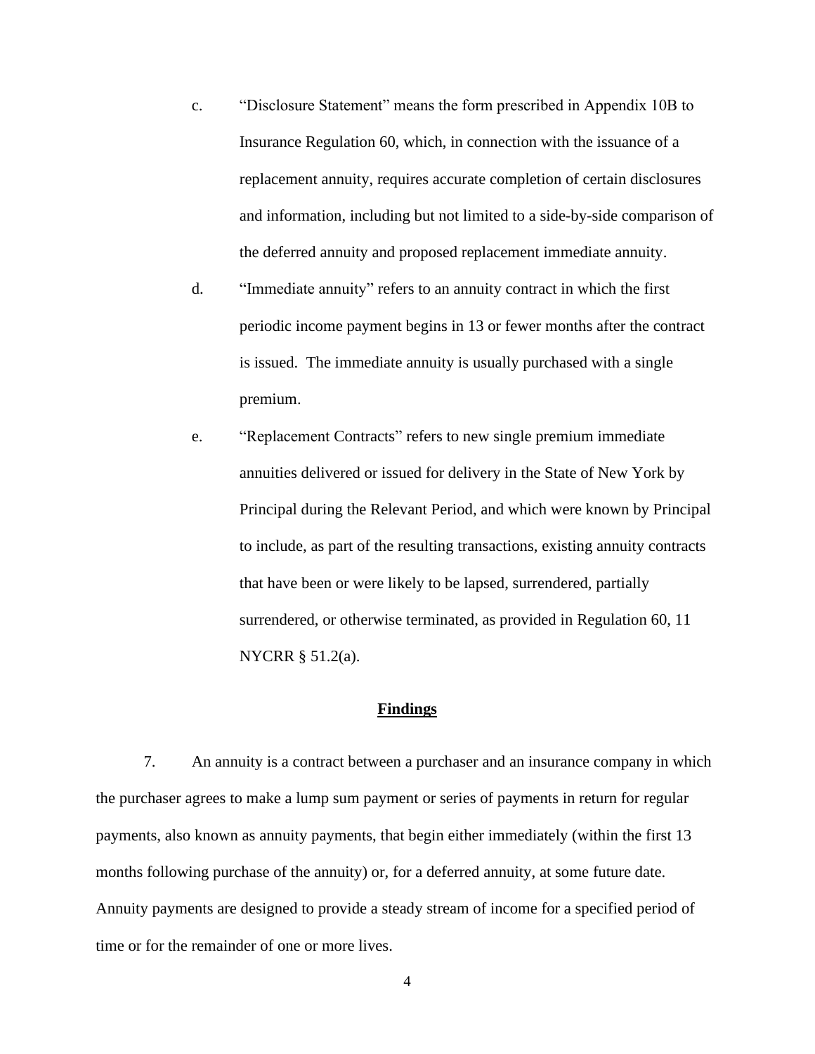c. "Disclosure Statement" means the form prescribed in Appendix 10B to Insurance Regulation 60, which, in connection with the issuance of a replacement annuity, requires accurate completion of certain disclosures and information, including but not limited to a side-by-side comparison of the deferred annuity and proposed replacement immediate annuity.

d. "Immediate annuity" refers to an annuity contract in which the first periodic income payment begins in 13 or fewer months after the contract is issued. The immediate annuity is usually purchased with a single premium.

e. "Replacement Contracts" refers to new single premium immediate annuities delivered or issued for delivery in the State of New York by Principal during the Relevant Period, and which were known by Principal to include, as part of the resulting transactions, existing annuity contracts that have been or were likely to be lapsed, surrendered, partially surrendered, or otherwise terminated, as provided in Regulation 60, 11 NYCRR § 51.2(a).

## Findings

7. An annuity is a contract between a purchaser and an insurance company in which the purchaser agrees to make a lump sum payment or series of payments in return for regular payments, also known as annuity payments, that begin either immediately (within the first 13 months following purchase of the annuity) or, for a deferred annuity, at some future date. Annuity payments are designed to provide a steady stream of income for a specified period of time or for the remainder of one or more lives.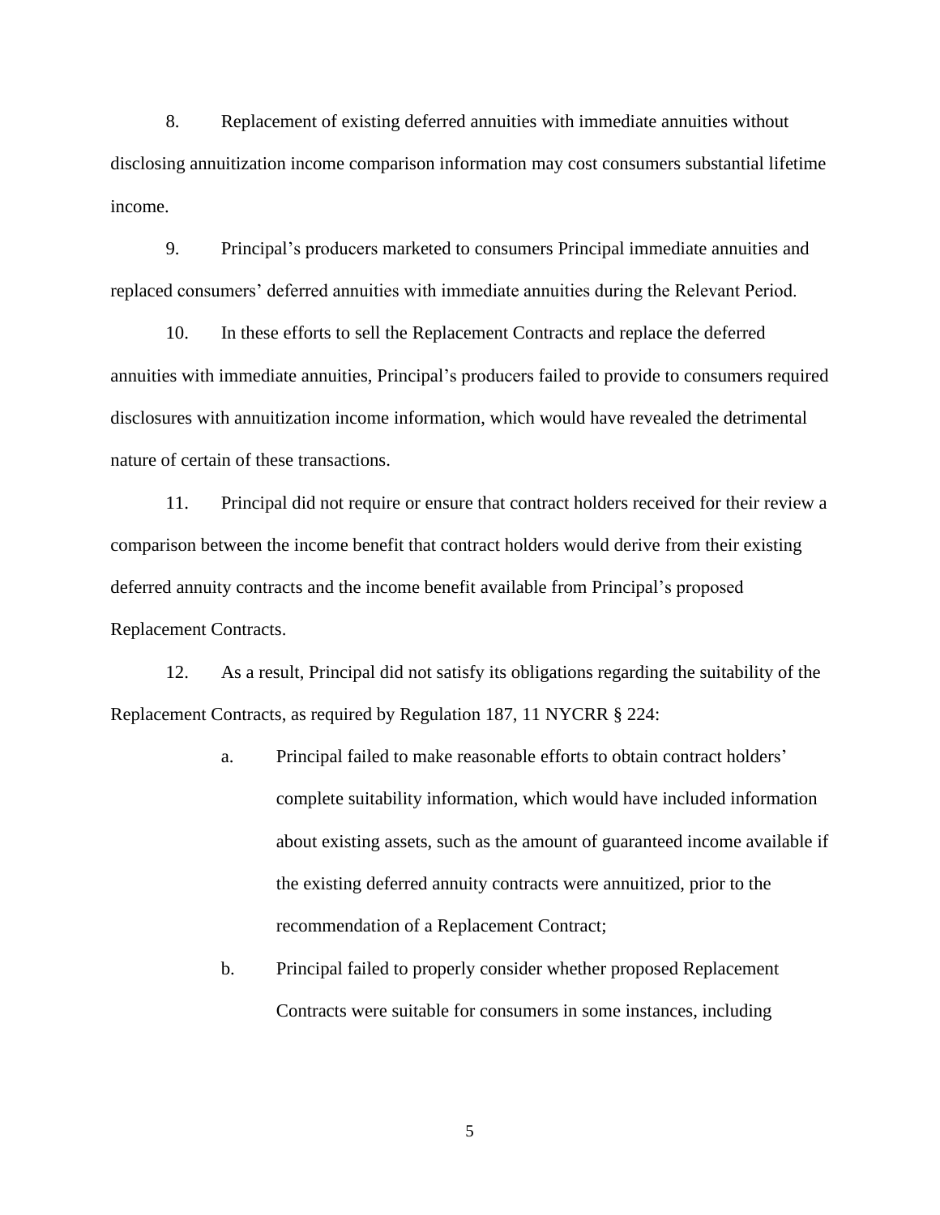8. Replacement of existing deferred annuities with immediate annuities without disclosing annuitization income comparison information may cost consumers substantial lifetime income.

9. Principal's producers marketed to consumers Principal immediate annuities and replaced consumers' deferred annuities with immediate annuities during the Relevant Period.

10. In these efforts to sell the Replacement Contracts and replace the deferred annuities with immediate annuities, Principal's producers failed to provide to consumers required disclosures with annuitization income information, which would have revealed the detrimental nature of certain of these transactions.

11. Principal did not require or ensure that contract holders received for their review a comparison between the income benefit that contract holders would derive from their existing deferred annuity contracts and the income benefit available from Principal's proposed Replacement Contracts.

12. As a result, Principal did not satisfy its obligations regarding the suitability of the Replacement Contracts, as required by Regulation 187, 11 NYCRR § 224:

   a. Principal failed to make reasonable efforts to obtain contract holders' complete suitability information, which would have included information about existing assets, such as the amount of guaranteed income available if the existing deferred annuity contracts were annuitized, prior to the recommendation of a Replacement Contract;

   b. Principal failed to properly consider whether proposed Replacement Contracts were suitable for consumers in some instances, including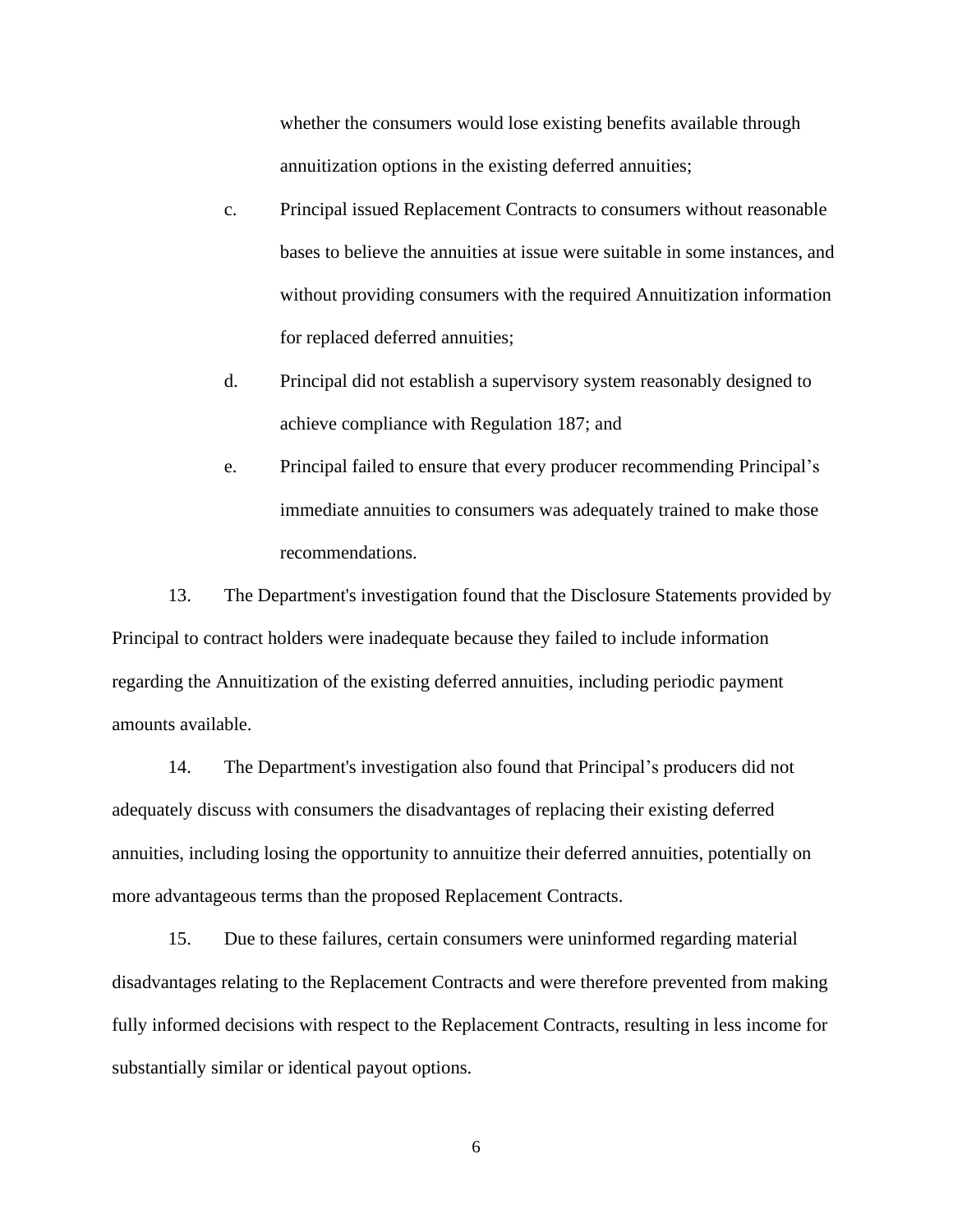whether the consumers would lose existing benefits available through annuitization options in the existing deferred annuities;

c. Principal issued Replacement Contracts to consumers without reasonable bases to believe the annuities at issue were suitable in some instances, and without providing consumers with the required Annuitization information for replaced deferred annuities;

d. Principal did not establish a supervisory system reasonably designed to achieve compliance with Regulation 187; and

e. Principal failed to ensure that every producer recommending Principal's immediate annuities to consumers was adequately trained to make those recommendations.

13. The Department's investigation found that the Disclosure Statements provided by Principal to contract holders were inadequate because they failed to include information regarding the Annuitization of the existing deferred annuities, including periodic payment amounts available.

14. The Department's investigation also found that Principal's producers did not adequately discuss with consumers the disadvantages of replacing their existing deferred annuities, including losing the opportunity to annuitize their deferred annuities, potentially on more advantageous terms than the proposed Replacement Contracts.

15. Due to these failures, certain consumers were uninformed regarding material disadvantages relating to the Replacement Contracts and were therefore prevented from making fully informed decisions with respect to the Replacement Contracts, resulting in less income for substantially similar or identical payout options.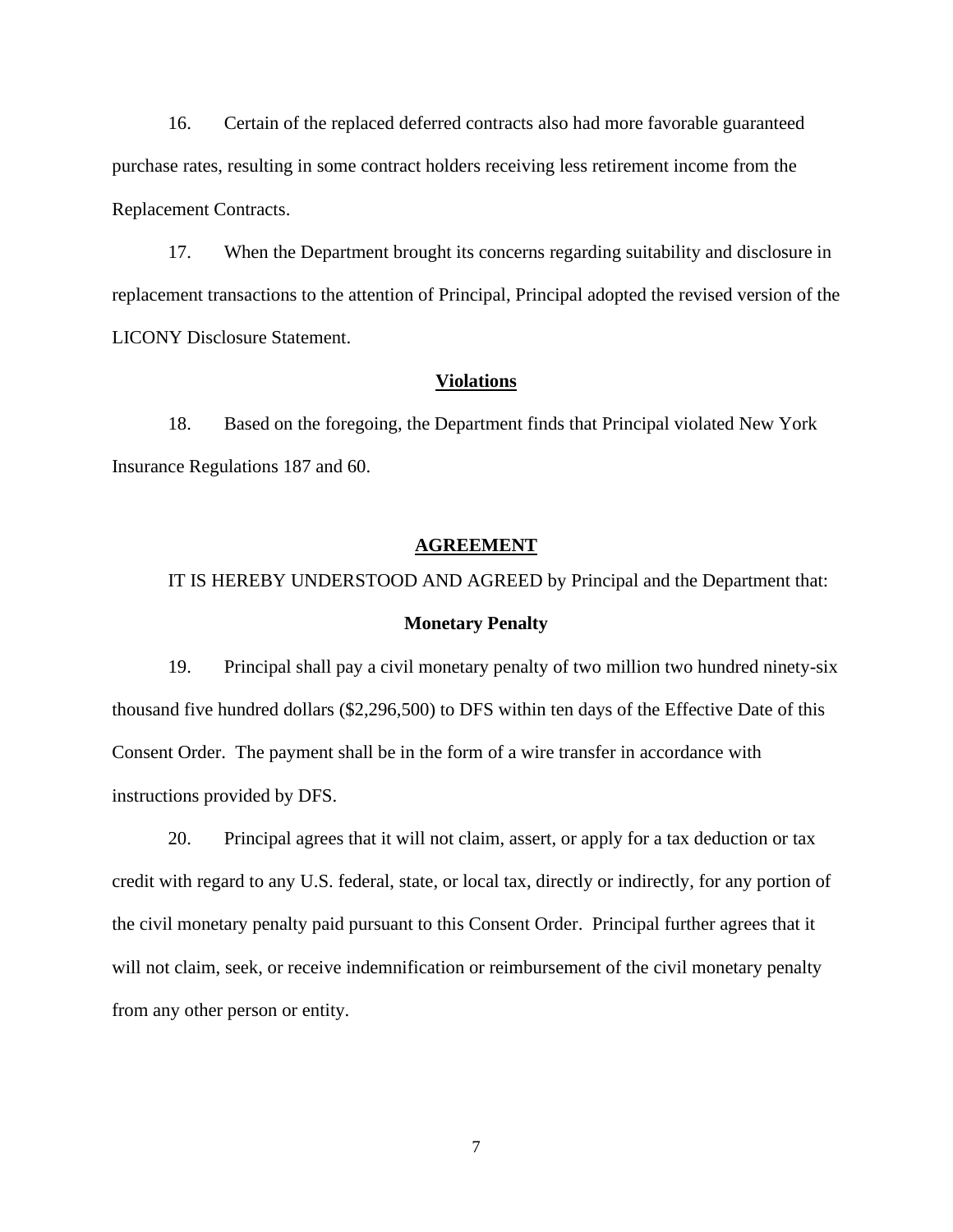16. Certain of the replaced deferred contracts also had more favorable guaranteed purchase rates, resulting in some contract holders receiving less retirement income from the Replacement Contracts.

17. When the Department brought its concerns regarding suitability and disclosure in replacement transactions to the attention of Principal, Principal adopted the revised version of the LICONY Disclosure Statement.

**Violations**

18. Based on the foregoing, the Department finds that Principal violated New York Insurance Regulations 187 and 60.

## AGREEMENT

IT IS HEREBY UNDERSTOOD AND AGREED by Principal and the Department that:

**Monetary Penalty**

19. Principal shall pay a civil monetary penalty of two million two hundred ninety-six thousand five hundred dollars ($2,296,500) to DFS within ten days of the Effective Date of this Consent Order. The payment shall be in the form of a wire transfer in accordance with instructions provided by DFS.

20. Principal agrees that it will not claim, assert, or apply for a tax deduction or tax credit with regard to any U.S. federal, state, or local tax, directly or indirectly, for any portion of the civil monetary penalty paid pursuant to this Consent Order. Principal further agrees that it will not claim, seek, or receive indemnification or reimbursement of the civil monetary penalty from any other person or entity.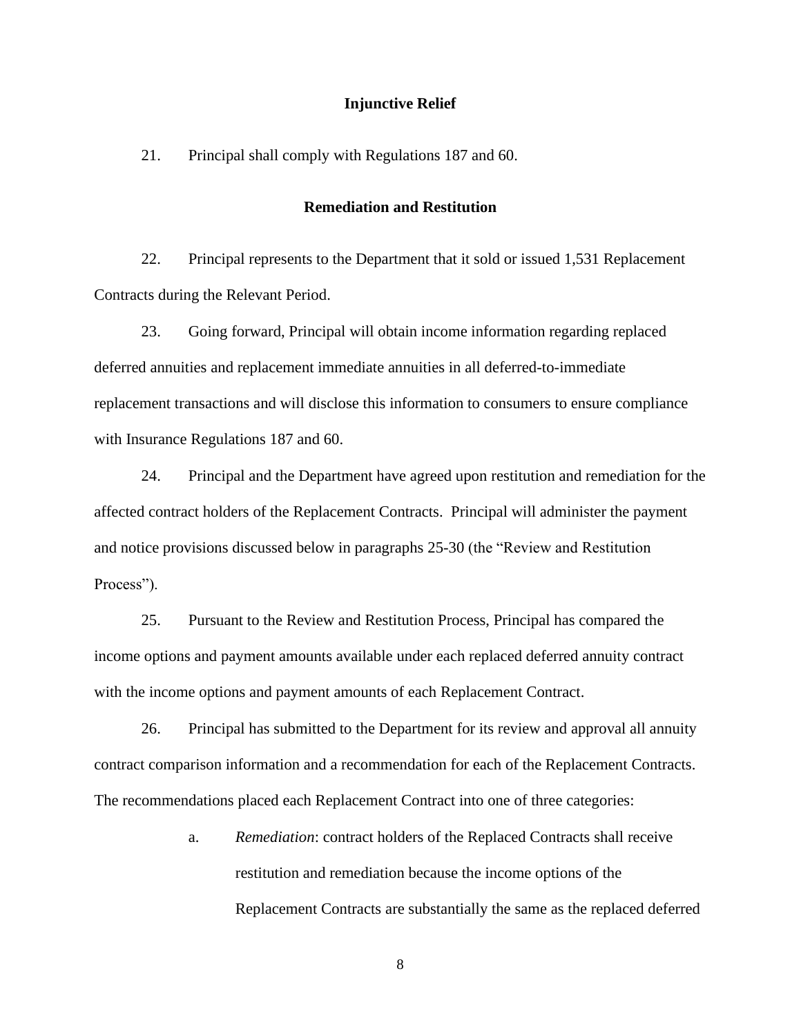**Injunctive Relief**

21. Principal shall comply with Regulations 187 and 60.

**Remediation and Restitution**

22. Principal represents to the Department that it sold or issued 1,531 Replacement Contracts during the Relevant Period.

23. Going forward, Principal will obtain income information regarding replaced deferred annuities and replacement immediate annuities in all deferred-to-immediate replacement transactions and will disclose this information to consumers to ensure compliance with Insurance Regulations 187 and 60.

24. Principal and the Department have agreed upon restitution and remediation for the affected contract holders of the Replacement Contracts. Principal will administer the payment and notice provisions discussed below in paragraphs 25-30 (the "Review and Restitution Process").

25. Pursuant to the Review and Restitution Process, Principal has compared the income options and payment amounts available under each replaced deferred annuity contract with the income options and payment amounts of each Replacement Contract.

26. Principal has submitted to the Department for its review and approval all annuity contract comparison information and a recommendation for each of the Replacement Contracts. The recommendations placed each Replacement Contract into one of three categories:

a. *Remediation*: contract holders of the Replaced Contracts shall receive restitution and remediation because the income options of the Replacement Contracts are substantially the same as the replaced deferred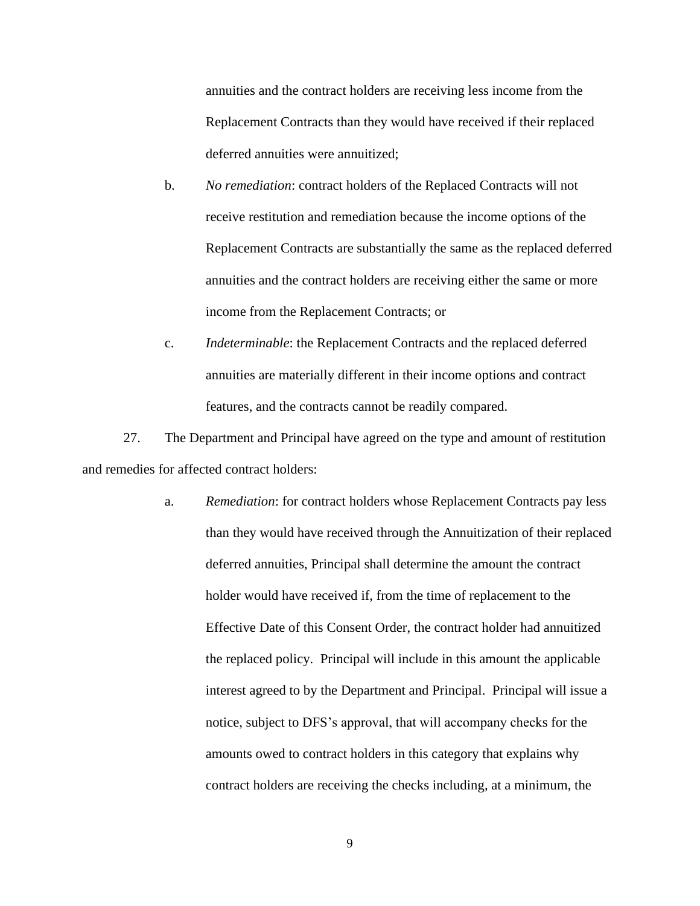annuities and the contract holders are receiving less income from the Replacement Contracts than they would have received if their replaced deferred annuities were annuitized;

b. *No remediation*: contract holders of the Replaced Contracts will not receive restitution and remediation because the income options of the Replacement Contracts are substantially the same as the replaced deferred annuities and the contract holders are receiving either the same or more income from the Replacement Contracts; or

c. *Indeterminable*: the Replacement Contracts and the replaced deferred annuities are materially different in their income options and contract features, and the contracts cannot be readily compared.

27. The Department and Principal have agreed on the type and amount of restitution and remedies for affected contract holders:

a. *Remediation*: for contract holders whose Replacement Contracts pay less than they would have received through the Annuitization of their replaced deferred annuities, Principal shall determine the amount the contract holder would have received if, from the time of replacement to the Effective Date of this Consent Order, the contract holder had annuitized the replaced policy. Principal will include in this amount the applicable interest agreed to by the Department and Principal. Principal will issue a notice, subject to DFS's approval, that will accompany checks for the amounts owed to contract holders in this category that explains why contract holders are receiving the checks including, at a minimum, the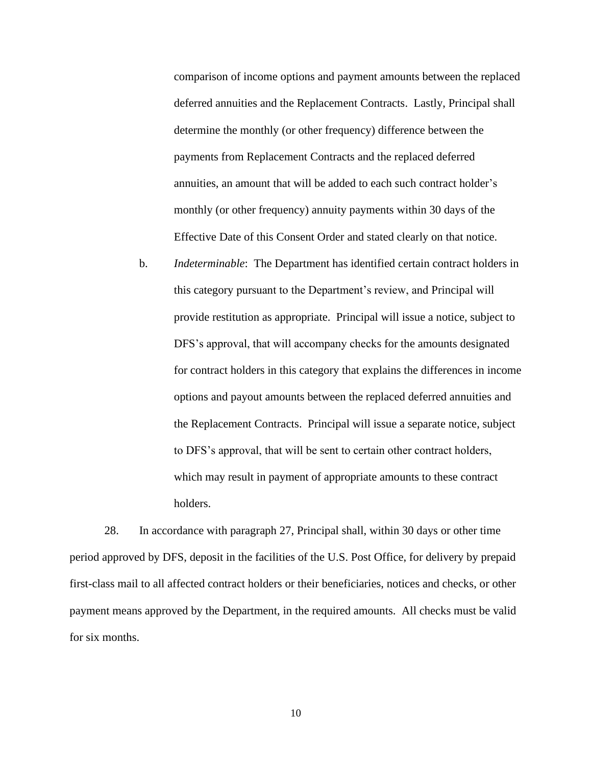comparison of income options and payment amounts between the replaced deferred annuities and the Replacement Contracts. Lastly, Principal shall determine the monthly (or other frequency) difference between the payments from Replacement Contracts and the replaced deferred annuities, an amount that will be added to each such contract holder's monthly (or other frequency) annuity payments within 30 days of the Effective Date of this Consent Order and stated clearly on that notice.

b. *Indeterminable*: The Department has identified certain contract holders in this category pursuant to the Department's review, and Principal will provide restitution as appropriate. Principal will issue a notice, subject to DFS's approval, that will accompany checks for the amounts designated for contract holders in this category that explains the differences in income options and payout amounts between the replaced deferred annuities and the Replacement Contracts. Principal will issue a separate notice, subject to DFS's approval, that will be sent to certain other contract holders, which may result in payment of appropriate amounts to these contract holders.

28. In accordance with paragraph 27, Principal shall, within 30 days or other time period approved by DFS, deposit in the facilities of the U.S. Post Office, for delivery by prepaid first-class mail to all affected contract holders or their beneficiaries, notices and checks, or other payment means approved by the Department, in the required amounts. All checks must be valid for six months.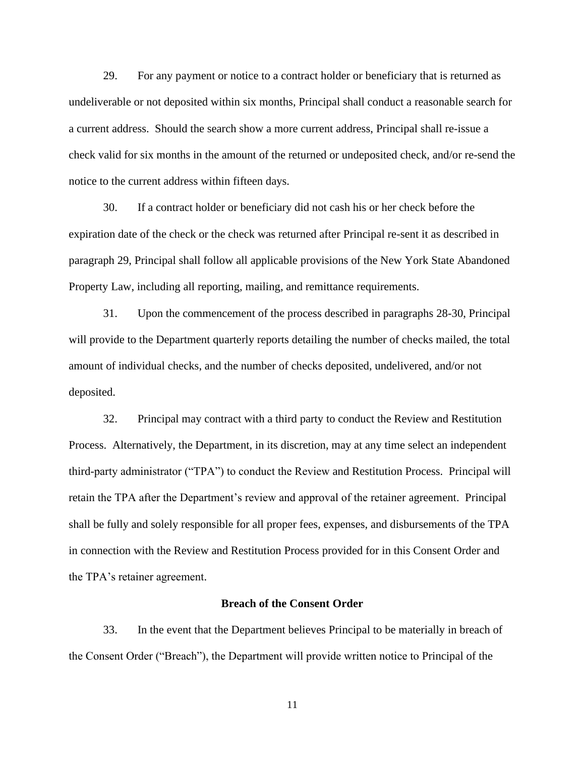29. For any payment or notice to a contract holder or beneficiary that is returned as undeliverable or not deposited within six months, Principal shall conduct a reasonable search for a current address. Should the search show a more current address, Principal shall re-issue a check valid for six months in the amount of the returned or undeposited check, and/or re-send the notice to the current address within fifteen days.

30. If a contract holder or beneficiary did not cash his or her check before the expiration date of the check or the check was returned after Principal re-sent it as described in paragraph 29, Principal shall follow all applicable provisions of the New York State Abandoned Property Law, including all reporting, mailing, and remittance requirements.

31. Upon the commencement of the process described in paragraphs 28-30, Principal will provide to the Department quarterly reports detailing the number of checks mailed, the total amount of individual checks, and the number of checks deposited, undelivered, and/or not deposited.

32. Principal may contract with a third party to conduct the Review and Restitution Process. Alternatively, the Department, in its discretion, may at any time select an independent third-party administrator ("TPA") to conduct the Review and Restitution Process. Principal will retain the TPA after the Department's review and approval of the retainer agreement. Principal shall be fully and solely responsible for all proper fees, expenses, and disbursements of the TPA in connection with the Review and Restitution Process provided for in this Consent Order and the TPA's retainer agreement.

**Breach of the Consent Order**

33. In the event that the Department believes Principal to be materially in breach of the Consent Order ("Breach"), the Department will provide written notice to Principal of the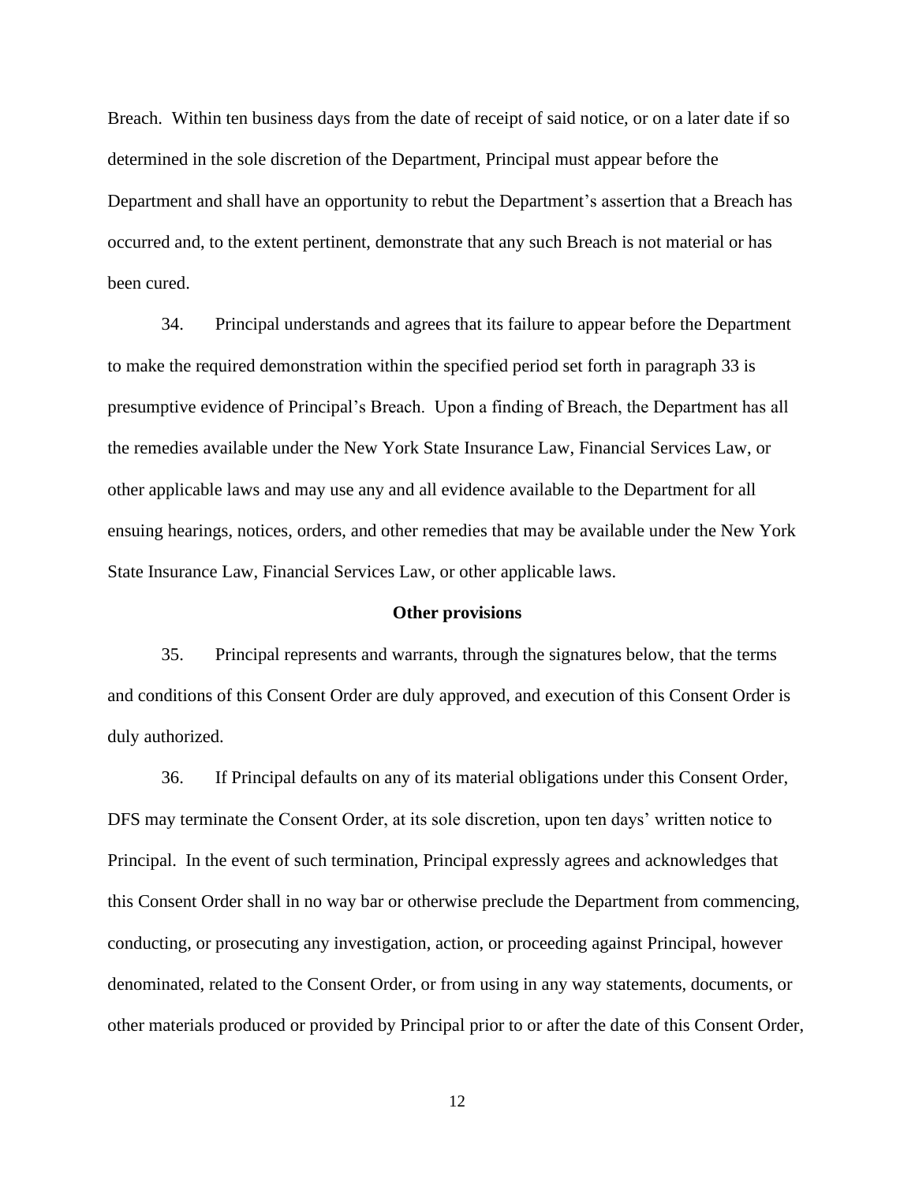Breach. Within ten business days from the date of receipt of said notice, or on a later date if so determined in the sole discretion of the Department, Principal must appear before the Department and shall have an opportunity to rebut the Department's assertion that a Breach has occurred and, to the extent pertinent, demonstrate that any such Breach is not material or has been cured.

34. Principal understands and agrees that its failure to appear before the Department to make the required demonstration within the specified period set forth in paragraph 33 is presumptive evidence of Principal's Breach. Upon a finding of Breach, the Department has all the remedies available under the New York State Insurance Law, Financial Services Law, or other applicable laws and may use any and all evidence available to the Department for all ensuing hearings, notices, orders, and other remedies that may be available under the New York State Insurance Law, Financial Services Law, or other applicable laws.

**Other provisions**

35. Principal represents and warrants, through the signatures below, that the terms and conditions of this Consent Order are duly approved, and execution of this Consent Order is duly authorized.

36. If Principal defaults on any of its material obligations under this Consent Order, DFS may terminate the Consent Order, at its sole discretion, upon ten days' written notice to Principal. In the event of such termination, Principal expressly agrees and acknowledges that this Consent Order shall in no way bar or otherwise preclude the Department from commencing, conducting, or prosecuting any investigation, action, or proceeding against Principal, however denominated, related to the Consent Order, or from using in any way statements, documents, or other materials produced or provided by Principal prior to or after the date of this Consent Order,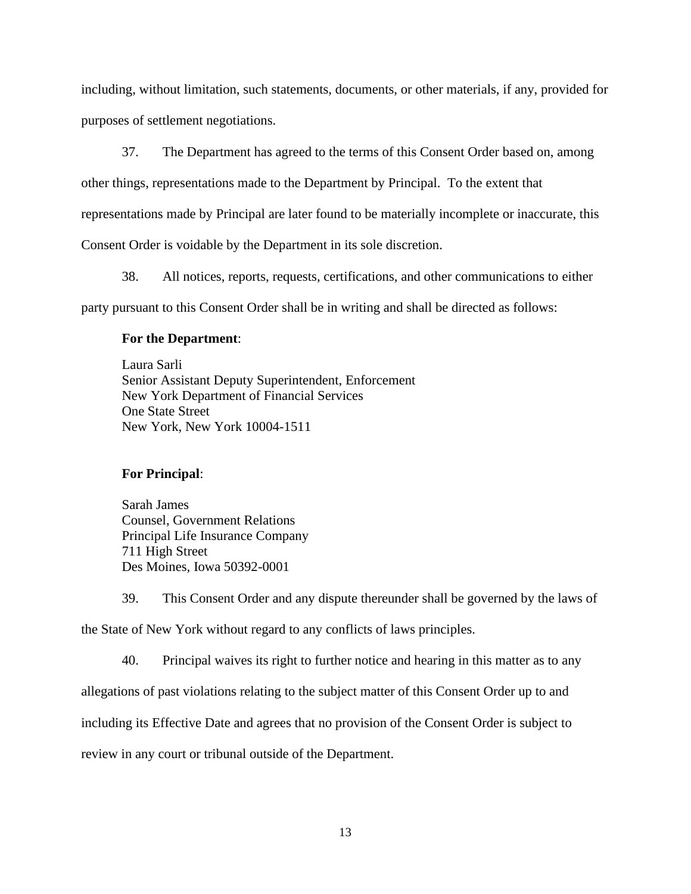including, without limitation, such statements, documents, or other materials, if any, provided for purposes of settlement negotiations.

37. The Department has agreed to the terms of this Consent Order based on, among other things, representations made to the Department by Principal. To the extent that representations made by Principal are later found to be materially incomplete or inaccurate, this Consent Order is voidable by the Department in its sole discretion.

38. All notices, reports, requests, certifications, and other communications to either party pursuant to this Consent Order shall be in writing and shall be directed as follows:

**For the Department**:

Laura Sarli
Senior Assistant Deputy Superintendent, Enforcement
New York Department of Financial Services
One State Street
New York, New York 10004-1511

**For Principal**:

Sarah James
Counsel, Government Relations
Principal Life Insurance Company
711 High Street
Des Moines, Iowa 50392-0001

39. This Consent Order and any dispute thereunder shall be governed by the laws of the State of New York without regard to any conflicts of laws principles.

40. Principal waives its right to further notice and hearing in this matter as to any allegations of past violations relating to the subject matter of this Consent Order up to and including its Effective Date and agrees that no provision of the Consent Order is subject to review in any court or tribunal outside of the Department.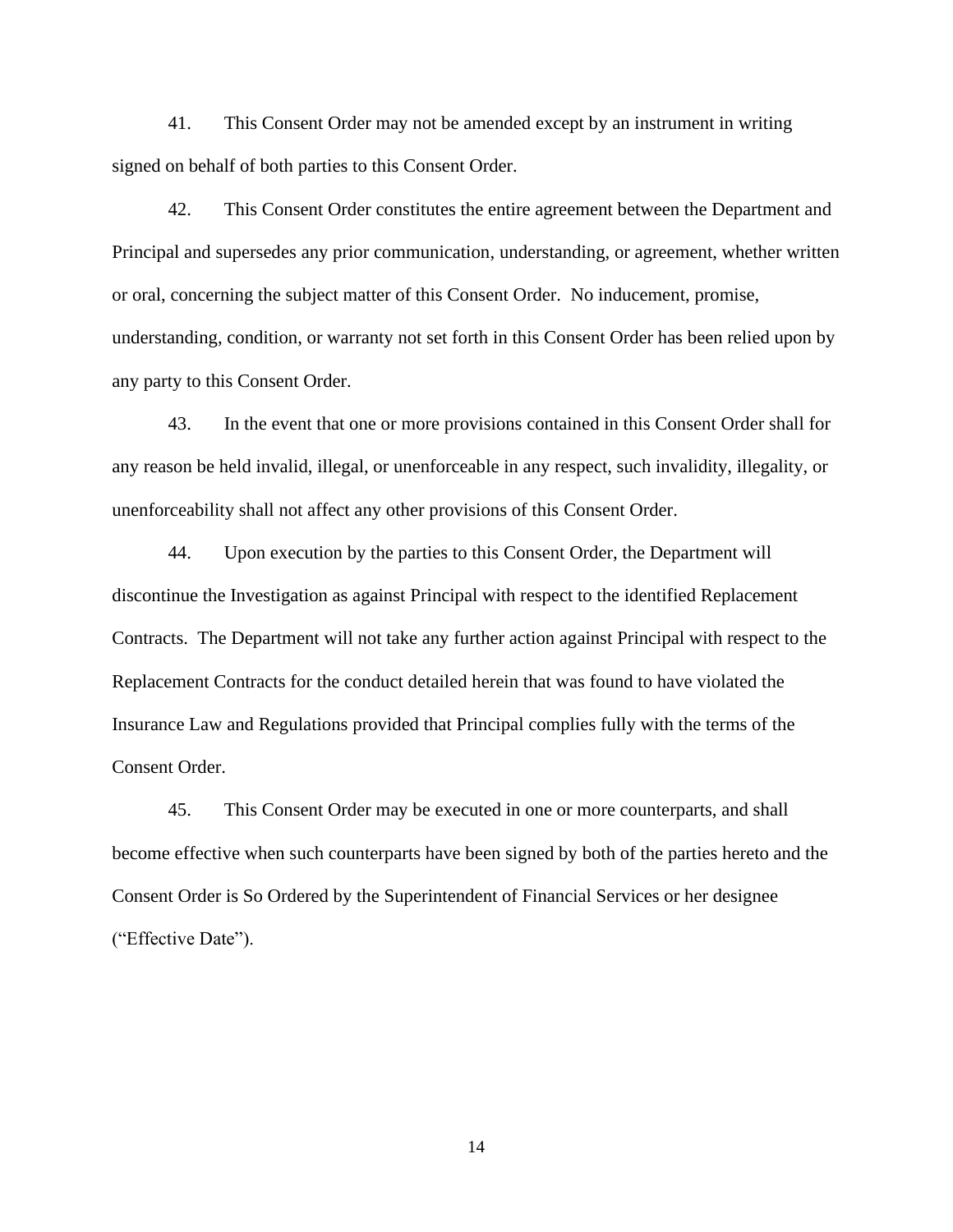41. This Consent Order may not be amended except by an instrument in writing signed on behalf of both parties to this Consent Order.

42. This Consent Order constitutes the entire agreement between the Department and Principal and supersedes any prior communication, understanding, or agreement, whether written or oral, concerning the subject matter of this Consent Order. No inducement, promise, understanding, condition, or warranty not set forth in this Consent Order has been relied upon by any party to this Consent Order.

43. In the event that one or more provisions contained in this Consent Order shall for any reason be held invalid, illegal, or unenforceable in any respect, such invalidity, illegality, or unenforceability shall not affect any other provisions of this Consent Order.

44. Upon execution by the parties to this Consent Order, the Department will discontinue the Investigation as against Principal with respect to the identified Replacement Contracts. The Department will not take any further action against Principal with respect to the Replacement Contracts for the conduct detailed herein that was found to have violated the Insurance Law and Regulations provided that Principal complies fully with the terms of the Consent Order.

45. This Consent Order may be executed in one or more counterparts, and shall become effective when such counterparts have been signed by both of the parties hereto and the Consent Order is So Ordered by the Superintendent of Financial Services or her designee ("Effective Date").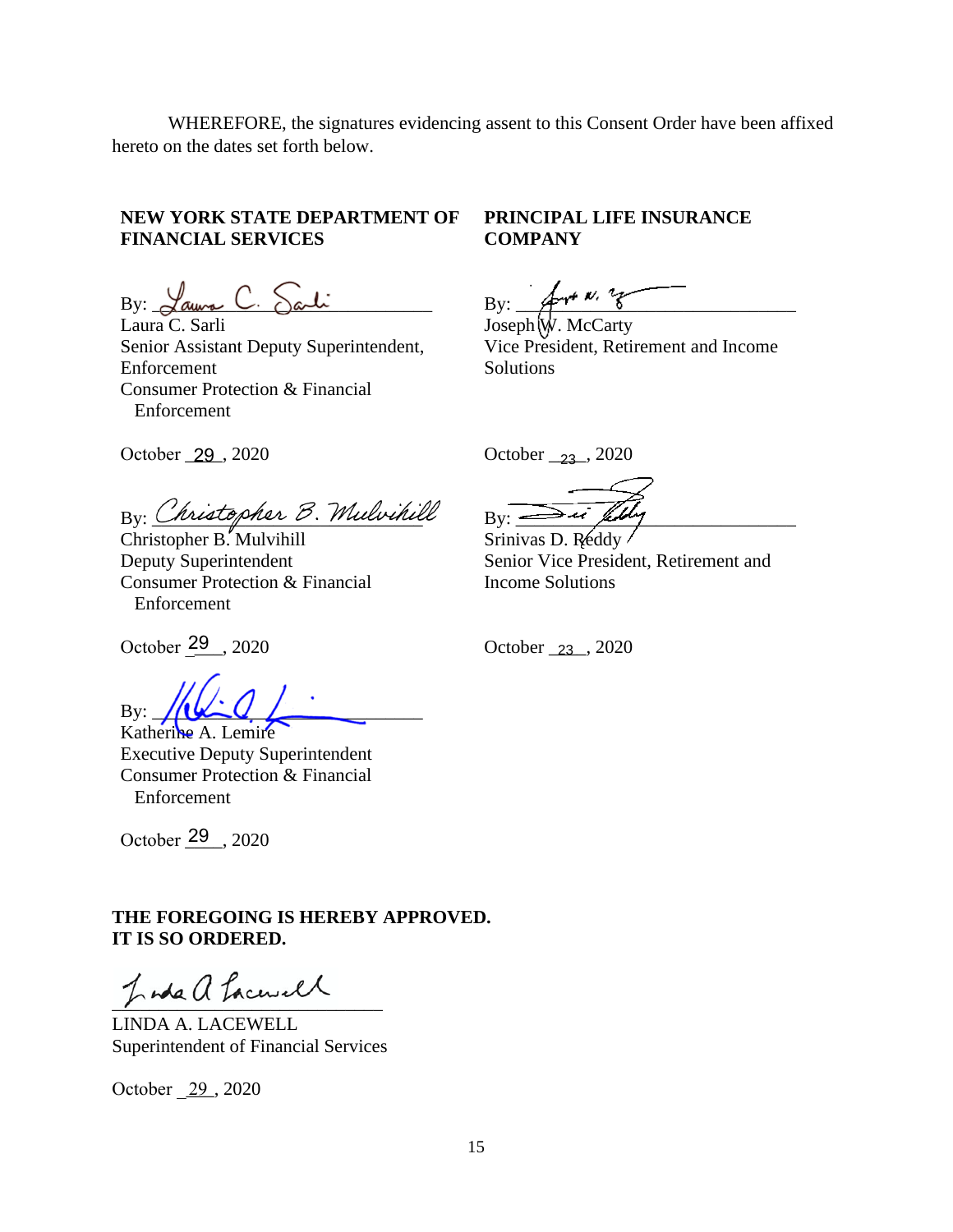WHEREFORE, the signatures evidencing assent to this Consent Order have been affixed hereto on the dates set forth below.

**NEW YORK STATE DEPARTMENT OF FINANCIAL SERVICES**

By: _______________________
Laura C. Sarli
Senior Assistant Deputy Superintendent, Enforcement
Consumer Protection & Financial Enforcement

October 29, 2020

By: _______________________
Christopher B. Mulvihill
Deputy Superintendent
Consumer Protection & Financial Enforcement

October 29, 2020

By: _______________________
Katherine A. Lemire
Executive Deputy Superintendent
Consumer Protection & Financial Enforcement

October 29, 2020

**PRINCIPAL LIFE INSURANCE COMPANY**

By: _______________________
Joseph W. McCarty
Vice President, Retirement and Income Solutions

October 23, 2020

By: _______________________
Srinivas D. Reddy
Senior Vice President, Retirement and Income Solutions

October 23, 2020

**THE FOREGOING IS HEREBY APPROVED.**
**IT IS SO ORDERED.**

_______________________
LINDA A. LACEWELL
Superintendent of Financial Services

October 29, 2020